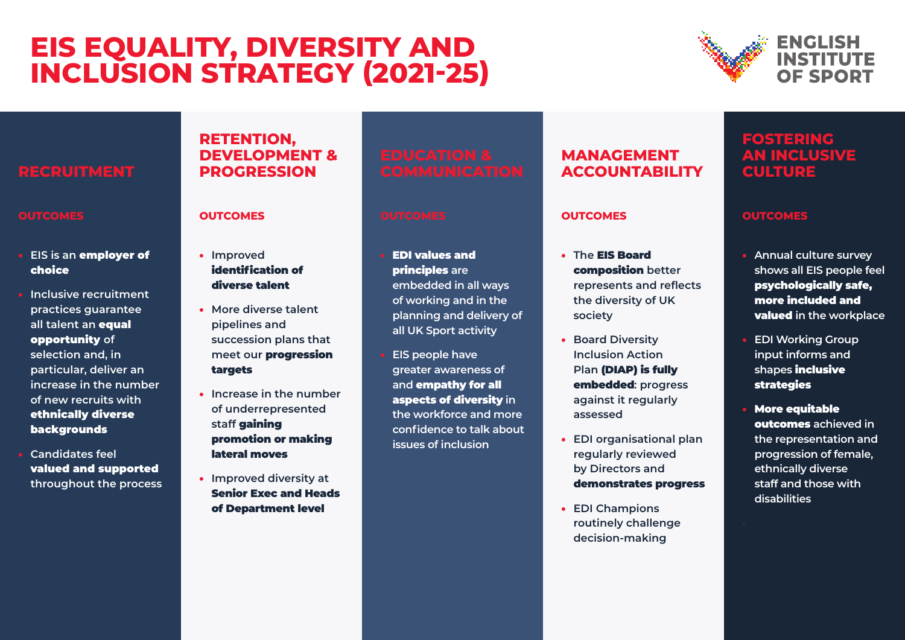# EIS EQUALITY, DIVERSITY AND INCLUSION STRATEGY (2021-25)

ENGLISH INSTITUTE OF SPORT

## RECRUITMENT

### OUTCOMES

- EIS is an **employer of choice**
- Inclusive recruitment practices guarantee all talent an **equal opportunity** of selection and, in particular, deliver an increase in the number of new recruits with **ethnically diverse backgrounds**
- Candidates feel **valued and supported** throughout the process

## RETENTION, DEVELOPMENT & PROGRESSION

### OUTCOMES

- Improved **identification of diverse talent**
- More diverse talent pipelines and succession plans that meet our **progression targets**
- Increase in the number of underrepresented staff **gaining promotion or making lateral moves**
- Improved diversity at **Senior Exec and Heads of Department level**

## EDUCATION & COMMUNICATION

### OUTCOMES

- **EDI values and principles** are embedded in all ways of working and in the planning and delivery of all UK Sport activity
- EIS people have greater awareness of and **empathy for all aspects of diversity** in the workforce and more confidence to talk about issues of inclusion

## MANAGEMENT ACCOUNTABILITY

### OUTCOMES

- The **EIS Board composition** better represents and reflects the diversity of UK society
- Board Diversity Inclusion Action Plan **(DIAP) is fully embedded**: progress against it regularly assessed
- EDI organisational plan regularly reviewed by Directors and **demonstrates progress**
- EDI Champions routinely challenge decision-making

## FOSTERING AN INCLUSIVE CULTURE

### OUTCOMES

- Annual culture survey shows all EIS people feel **psychologically safe, more included and valued** in the workplace
- EDI Working Group input informs and shapes **inclusive strategies**
- **More equitable outcomes** achieved in the representation and progression of female, ethnically diverse staff and those with disabilities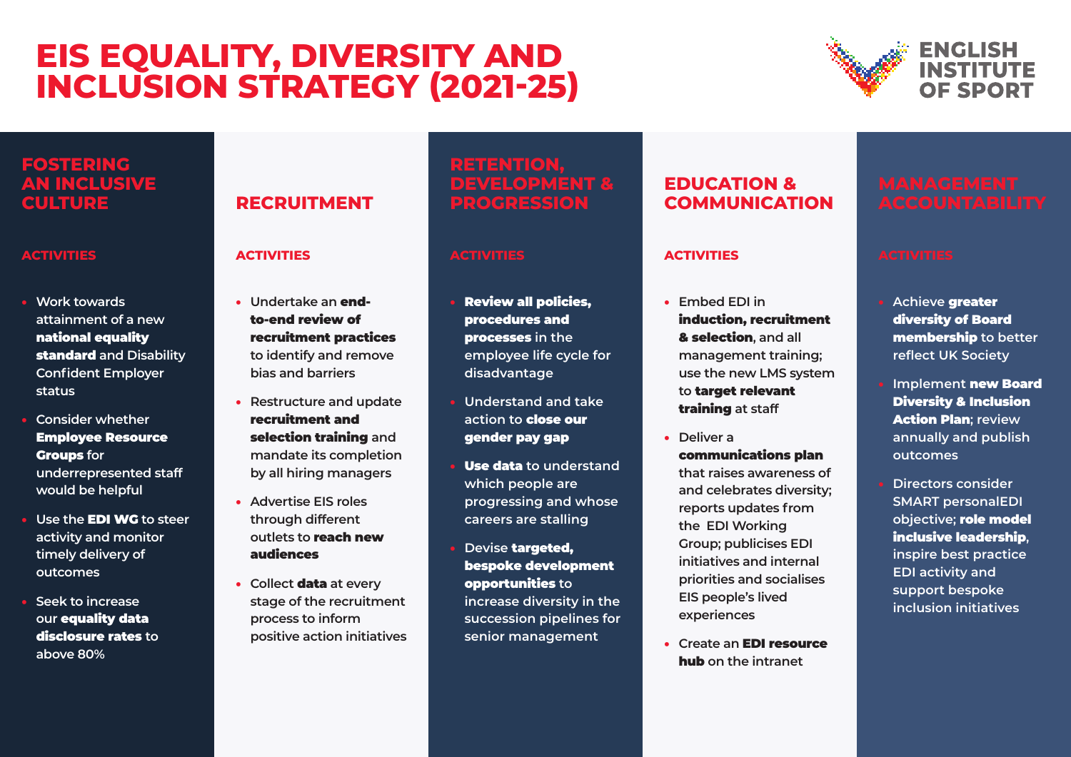# EIS EQUALITY, DIVERSITY AND INCLUSION STRATEGY (2021-25)

ENGLISH INSTITUTE OF SPORT

## FOSTERING AN INCLUSIVE CULTURE

### ACTIVITIES

- Work towards attainment of a new **national equality standard** and Disability Confident Employer status
- Consider whether **Employee Resource Groups** for underrepresented staff would be helpful
- Use the **EDI WG** to steer activity and monitor timely delivery of outcomes
- Seek to increase our **equality data disclosure rates** to above 80%

## RECRUITMENT

### ACTIVITIES

- Undertake an **end-to-end review of recruitment practices** to identify and remove bias and barriers
- Restructure and update **recruitment and selection training** and mandate its completion by all hiring managers
- Advertise EIS roles through different outlets to **reach new audiences**
- Collect **data** at every stage of the recruitment process to inform positive action initiatives

## RETENTION, DEVELOPMENT & PROGRESSION

### ACTIVITIES

- **Review all policies, procedures and processes** in the employee life cycle for disadvantage
- Understand and take action to **close our gender pay gap**
- **Use data** to understand which people are progressing and whose careers are stalling
- Devise **targeted, bespoke development opportunities** to increase diversity in the succession pipelines for senior management

## EDUCATION & COMMUNICATION

### ACTIVITIES

- Embed EDI in **induction, recruitment & selection**, and all management training; use the new LMS system to **target relevant training** at staff
- Deliver a **communications plan** that raises awareness of and celebrates diversity; reports updates from the EDI Working Group; publicises EDI initiatives and internal priorities and socialises EIS people's lived experiences
- Create an **EDI resource hub** on the intranet

## MANAGEMENT ACCOUNTABILITY

### ACTIVITIES

- Achieve **greater diversity of Board membership** to better reflect UK Society
- Implement **new Board Diversity & Inclusion Action Plan**; review annually and publish outcomes
- Directors consider SMART personalEDI objective; **role model inclusive leadership**, inspire best practice EDI activity and support bespoke inclusion initiatives